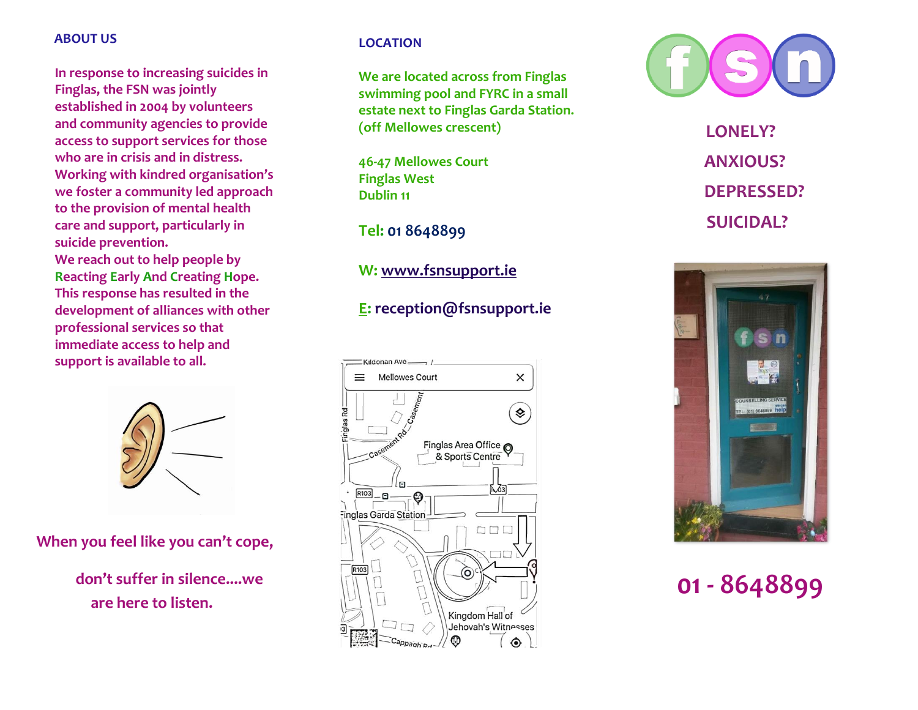## ABOUT US

In response to increasing suicides in Finglas, the FSN was jointly established in 2004 by volunteers and community agencies to provide access to support services for those who are in crisis and in distress. Working with kindred organisation's we foster a community led approach to the provision of mental health care and support, particularly in suicide prevention.

We reach out to help people by **R**eacting **E**arly **A**nd **C**reating **H**ope.

This response has resulted in the development of alliances with other professional services so that immediate access to help and support is available to all.

When you feel like you can't cope,

don't suffer in silence....we are here to listen.

## LOCATION

We are located across from Finglas swimming pool and FYRC in a small estate next to Finglas Garda Station. (off Mellowes crescent)

46-47 Mellowes Court
Finglas West
Dublin 11

Tel: 01 8648899

W: www.fsnsupport.ie

E: reception@fsnsupport.ie

# fsn

**LONELY?**

**ANXIOUS?**

**DEPRESSED?**

**SUICIDAL?**

# 01 - 8648899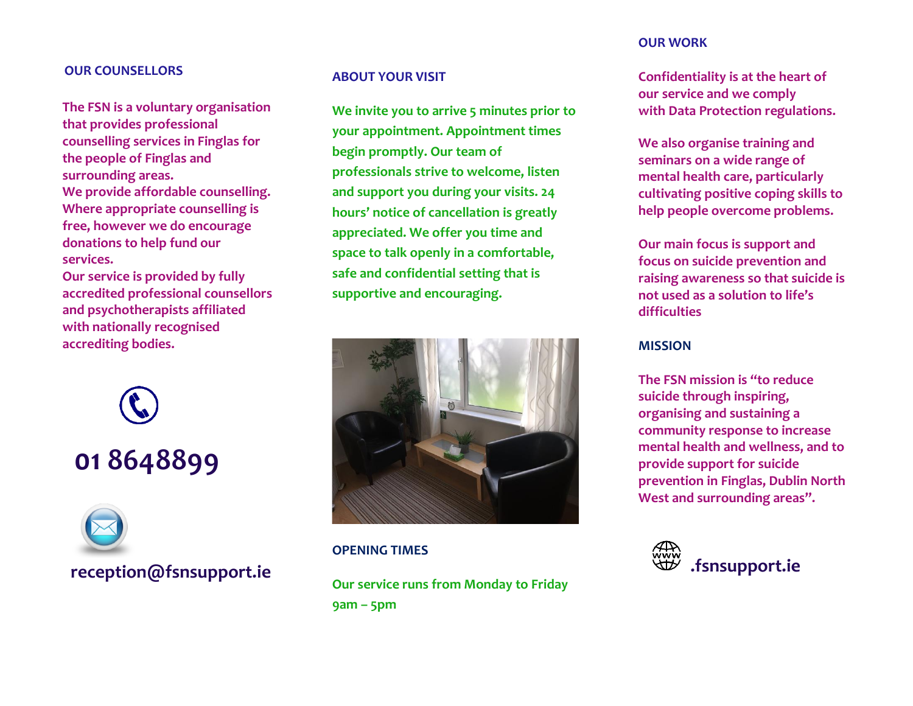## OUR COUNSELLORS

The FSN is a voluntary organisation that provides professional counselling services in Finglas for the people of Finglas and surrounding areas.
We provide affordable counselling. Where appropriate counselling is free, however we do encourage donations to help fund our services.
Our service is provided by fully accredited professional counsellors and psychotherapists affiliated with nationally recognised accrediting bodies.

**01 8648899**

**reception@fsnsupport.ie**

## ABOUT YOUR VISIT

We invite you to arrive 5 minutes prior to your appointment. Appointment times begin promptly. Our team of professionals strive to welcome, listen and support you during your visits. 24 hours' notice of cancellation is greatly appreciated. We offer you time and space to talk openly in a comfortable, safe and confidential setting that is supportive and encouraging.

## OPENING TIMES

Our service runs from Monday to Friday 9am – 5pm

## OUR WORK

Confidentiality is at the heart of our service and we comply with Data Protection regulations.

We also organise training and seminars on a wide range of mental health care, particularly cultivating positive coping skills to help people overcome problems.

Our main focus is support and focus on suicide prevention and raising awareness so that suicide is not used as a solution to life's difficulties

## MISSION

The FSN mission is "to reduce suicide through inspiring, organising and sustaining a community response to increase mental health and wellness, and to provide support for suicide prevention in Finglas, Dublin North West and surrounding areas".

**.fsnsupport.ie**